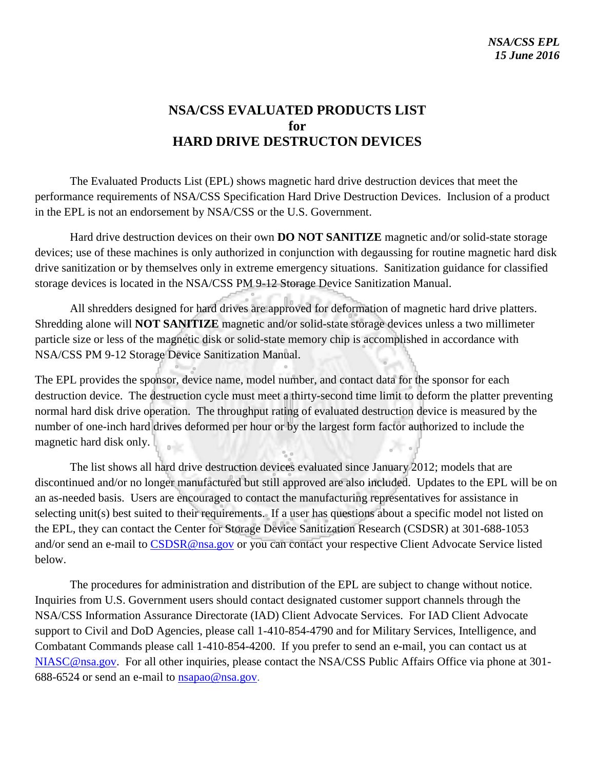*NSA/CSS EPL*
*15 June 2016*

# NSA/CSS EVALUATED PRODUCTS LIST for HARD DRIVE DESTRUCTON DEVICES

The Evaluated Products List (EPL) shows magnetic hard drive destruction devices that meet the performance requirements of NSA/CSS Specification Hard Drive Destruction Devices. Inclusion of a product in the EPL is not an endorsement by NSA/CSS or the U.S. Government.

Hard drive destruction devices on their own **DO NOT SANITIZE** magnetic and/or solid-state storage devices; use of these machines is only authorized in conjunction with degaussing for routine magnetic hard disk drive sanitization or by themselves only in extreme emergency situations. Sanitization guidance for classified storage devices is located in the NSA/CSS PM 9-12 Storage Device Sanitization Manual.

All shredders designed for hard drives are approved for deformation of magnetic hard drive platters. Shredding alone will **NOT SANITIZE** magnetic and/or solid-state storage devices unless a two millimeter particle size or less of the magnetic disk or solid-state memory chip is accomplished in accordance with NSA/CSS PM 9-12 Storage Device Sanitization Manual.

The EPL provides the sponsor, device name, model number, and contact data for the sponsor for each destruction device. The destruction cycle must meet a thirty-second time limit to deform the platter preventing normal hard disk drive operation. The throughput rating of evaluated destruction device is measured by the number of one-inch hard drives deformed per hour or by the largest form factor authorized to include the magnetic hard disk only.

The list shows all hard drive destruction devices evaluated since January 2012; models that are discontinued and/or no longer manufactured but still approved are also included. Updates to the EPL will be on an as-needed basis. Users are encouraged to contact the manufacturing representatives for assistance in selecting unit(s) best suited to their requirements. If a user has questions about a specific model not listed on the EPL, they can contact the Center for Storage Device Sanitization Research (CSDSR) at 301-688-1053 and/or send an e-mail to CSDSR@nsa.gov or you can contact your respective Client Advocate Service listed below.

The procedures for administration and distribution of the EPL are subject to change without notice. Inquiries from U.S. Government users should contact designated customer support channels through the NSA/CSS Information Assurance Directorate (IAD) Client Advocate Services. For IAD Client Advocate support to Civil and DoD Agencies, please call 1-410-854-4790 and for Military Services, Intelligence, and Combatant Commands please call 1-410-854-4200. If you prefer to send an e-mail, you can contact us at NIASC@nsa.gov. For all other inquiries, please contact the NSA/CSS Public Affairs Office via phone at 301-688-6524 or send an e-mail to nsapao@nsa.gov.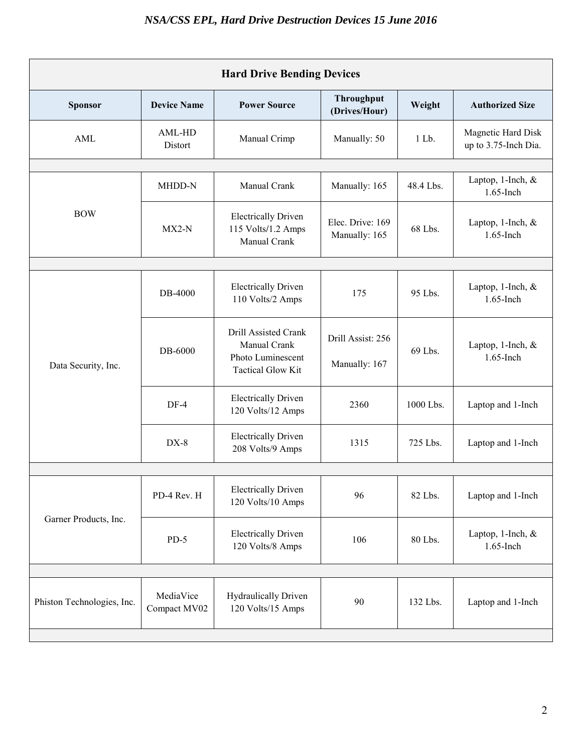| Hard Drive Bending Devices | | | | | |
|---|---|---|---|---|---|
| **Sponsor** | **Device Name** | **Power Source** | **Throughput (Drives/Hour)** | **Weight** | **Authorized Size** |
| AML | AML-HD Distort | Manual Crimp | Manually: 50 | 1 Lb. | Magnetic Hard Disk up to 3.75-Inch Dia. |
| | | | | | |
| BOW | MHDD-N | Manual Crank | Manually: 165 | 48.4 Lbs. | Laptop, 1-Inch, & 1.65-Inch |
| | MX2-N | Electrically Driven 115 Volts/1.2 Amps Manual Crank | Elec. Drive: 169 Manually: 165 | 68 Lbs. | Laptop, 1-Inch, & 1.65-Inch |
| | | | | | |
| Data Security, Inc. | DB-4000 | Electrically Driven 110 Volts/2 Amps | 175 | 95 Lbs. | Laptop, 1-Inch, & 1.65-Inch |
| | DB-6000 | Drill Assisted Crank Manual Crank Photo Luminescent Tactical Glow Kit | Drill Assist: 256 Manually: 167 | 69 Lbs. | Laptop, 1-Inch, & 1.65-Inch |
| | DF-4 | Electrically Driven 120 Volts/12 Amps | 2360 | 1000 Lbs. | Laptop and 1-Inch |
| | DX-8 | Electrically Driven 208 Volts/9 Amps | 1315 | 725 Lbs. | Laptop and 1-Inch |
| | | | | | |
| Garner Products, Inc. | PD-4 Rev. H | Electrically Driven 120 Volts/10 Amps | 96 | 82 Lbs. | Laptop and 1-Inch |
| | PD-5 | Electrically Driven 120 Volts/8 Amps | 106 | 80 Lbs. | Laptop, 1-Inch, & 1.65-Inch |
| | | | | | |
| Phiston Technologies, Inc. | MediaVice Compact MV02 | Hydraulically Driven 120 Volts/15 Amps | 90 | 132 Lbs. | Laptop and 1-Inch |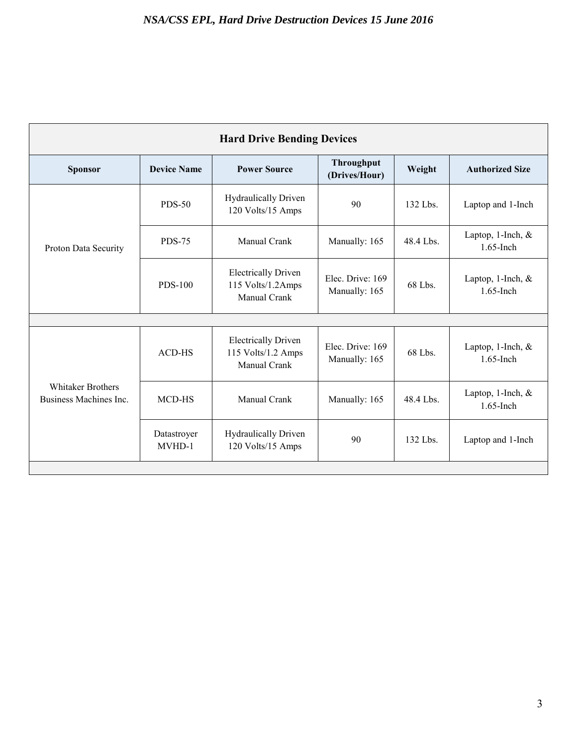| Hard Drive Bending Devices | | | | | |
|---|---|---|---|---|---|
| **Sponsor** | **Device Name** | **Power Source** | **Throughput (Drives/Hour)** | **Weight** | **Authorized Size** |
| Proton Data Security | PDS-50 | Hydraulically Driven 120 Volts/15 Amps | 90 | 132 Lbs. | Laptop and 1-Inch |
| | PDS-75 | Manual Crank | Manually: 165 | 48.4 Lbs. | Laptop, 1-Inch, & 1.65-Inch |
| | PDS-100 | Electrically Driven 115 Volts/1.2Amps Manual Crank | Elec. Drive: 169 Manually: 165 | 68 Lbs. | Laptop, 1-Inch, & 1.65-Inch |
| | | | | | |
| Whitaker Brothers Business Machines Inc. | ACD-HS | Electrically Driven 115 Volts/1.2 Amps Manual Crank | Elec. Drive: 169 Manually: 165 | 68 Lbs. | Laptop, 1-Inch, & 1.65-Inch |
| | MCD-HS | Manual Crank | Manually: 165 | 48.4 Lbs. | Laptop, 1-Inch, & 1.65-Inch |
| | Datastroyer MVHD-1 | Hydraulically Driven 120 Volts/15 Amps | 90 | 132 Lbs. | Laptop and 1-Inch |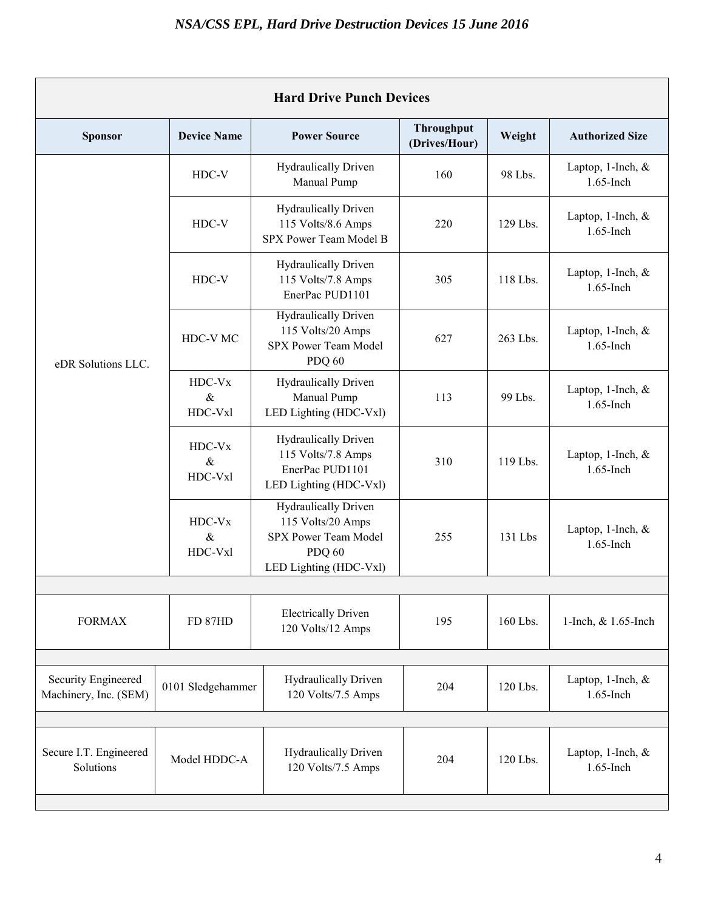| Hard Drive Punch Devices | | | | | |
|---|---|---|---|---|---|
| **Sponsor** | **Device Name** | **Power Source** | **Throughput (Drives/Hour)** | **Weight** | **Authorized Size** |
| eDR Solutions LLC. | HDC-V | Hydraulically Driven Manual Pump | 160 | 98 Lbs. | Laptop, 1-Inch, & 1.65-Inch |
| | HDC-V | Hydraulically Driven 115 Volts/8.6 Amps SPX Power Team Model B | 220 | 129 Lbs. | Laptop, 1-Inch, & 1.65-Inch |
| | HDC-V | Hydraulically Driven 115 Volts/7.8 Amps EnerPac PUD1101 | 305 | 118 Lbs. | Laptop, 1-Inch, & 1.65-Inch |
| | HDC-V MC | Hydraulically Driven 115 Volts/20 Amps SPX Power Team Model PDQ 60 | 627 | 263 Lbs. | Laptop, 1-Inch, & 1.65-Inch |
| | HDC-Vx & HDC-Vxl | Hydraulically Driven Manual Pump LED Lighting (HDC-Vxl) | 113 | 99 Lbs. | Laptop, 1-Inch, & 1.65-Inch |
| | HDC-Vx & HDC-Vxl | Hydraulically Driven 115 Volts/7.8 Amps EnerPac PUD1101 LED Lighting (HDC-Vxl) | 310 | 119 Lbs. | Laptop, 1-Inch, & 1.65-Inch |
| | HDC-Vx & HDC-Vxl | Hydraulically Driven 115 Volts/20 Amps SPX Power Team Model PDQ 60 LED Lighting (HDC-Vxl) | 255 | 131 Lbs | Laptop, 1-Inch, & 1.65-Inch |
| FORMAX | FD 87HD | Electrically Driven 120 Volts/12 Amps | 195 | 160 Lbs. | 1-Inch, & 1.65-Inch |
| Security Engineered Machinery, Inc. (SEM) | 0101 Sledgehammer | Hydraulically Driven 120 Volts/7.5 Amps | 204 | 120 Lbs. | Laptop, 1-Inch, & 1.65-Inch |
| Secure I.T. Engineered Solutions | Model HDDC-A | Hydraulically Driven 120 Volts/7.5 Amps | 204 | 120 Lbs. | Laptop, 1-Inch, & 1.65-Inch |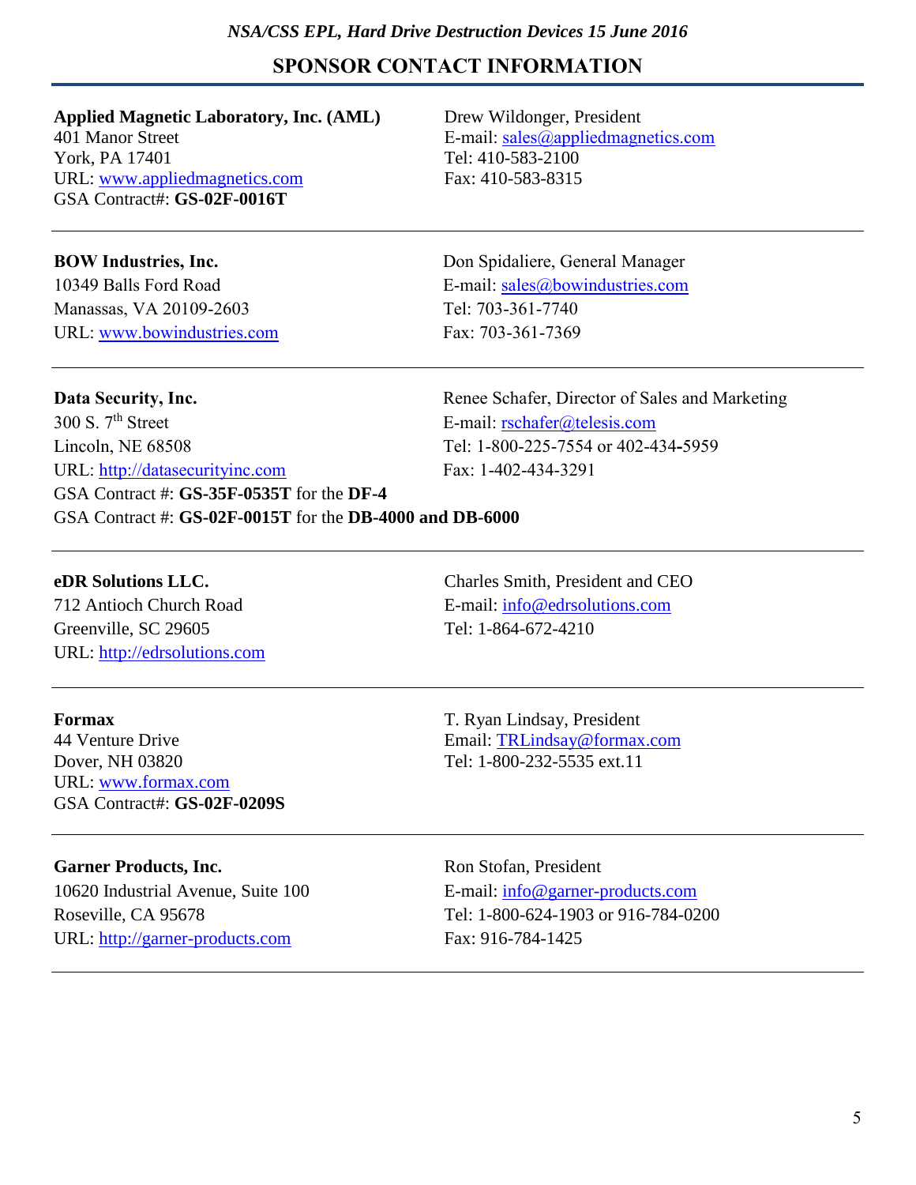## SPONSOR CONTACT INFORMATION

**Applied Magnetic Laboratory, Inc. (AML)**
401 Manor Street
York, PA 17401
URL: www.appliedmagnetics.com
GSA Contract#: **GS-02F-0016T**

Drew Wildonger, President
E-mail: sales@appliedmagnetics.com
Tel: 410-583-2100
Fax: 410-583-8315

---

**BOW Industries, Inc.**
10349 Balls Ford Road
Manassas, VA 20109-2603
URL: www.bowindustries.com

Don Spidaliere, General Manager
E-mail: sales@bowindustries.com
Tel: 703-361-7740
Fax: 703-361-7369

---

**Data Security, Inc.**
300 S. 7th Street
Lincoln, NE 68508
URL: http://datasecurityinc.com
GSA Contract #: **GS-35F-0535T** for the **DF-4**
GSA Contract #: **GS-02F-0015T** for the **DB-4000 and DB-6000**

Renee Schafer, Director of Sales and Marketing
E-mail: rschafer@telesis.com
Tel: 1-800-225-7554 or 402-434-5959
Fax: 1-402-434-3291

---

**eDR Solutions LLC.**
712 Antioch Church Road
Greenville, SC 29605
URL: http://edrsolutions.com

Charles Smith, President and CEO
E-mail: info@edrsolutions.com
Tel: 1-864-672-4210

---

**Formax**
44 Venture Drive
Dover, NH 03820
URL: www.formax.com
GSA Contract#: **GS-02F-0209S**

T. Ryan Lindsay, President
Email: TRLindsay@formax.com
Tel: 1-800-232-5535 ext.11

---

**Garner Products, Inc.**
10620 Industrial Avenue, Suite 100
Roseville, CA 95678
URL: http://garner-products.com

Ron Stofan, President
E-mail: info@garner-products.com
Tel: 1-800-624-1903 or 916-784-0200
Fax: 916-784-1425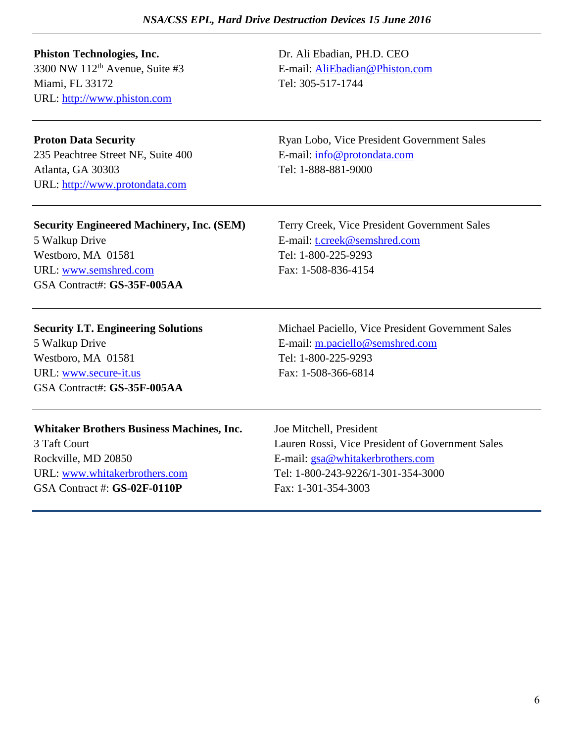**Phiston Technologies, Inc.**
3300 NW 112th Avenue, Suite #3
Miami, FL 33172
URL: http://www.phiston.com

Dr. Ali Ebadian, PH.D. CEO
E-mail: AliEbadian@Phiston.com
Tel: 305-517-1744

---

**Proton Data Security**
235 Peachtree Street NE, Suite 400
Atlanta, GA 30303
URL: http://www.protondata.com

Ryan Lobo, Vice President Government Sales
E-mail: info@protondata.com
Tel: 1-888-881-9000

---

**Security Engineered Machinery, Inc. (SEM)**
5 Walkup Drive
Westboro, MA 01581
URL: www.semshred.com
GSA Contract#: **GS-35F-005AA**

Terry Creek, Vice President Government Sales
E-mail: t.creek@semshred.com
Tel: 1-800-225-9293
Fax: 1-508-836-4154

---

**Security I.T. Engineering Solutions**
5 Walkup Drive
Westboro, MA 01581
URL: www.secure-it.us
GSA Contract#: **GS-35F-005AA**

Michael Paciello, Vice President Government Sales
E-mail: m.paciello@semshred.com
Tel: 1-800-225-9293
Fax: 1-508-366-6814

---

**Whitaker Brothers Business Machines, Inc.**
3 Taft Court
Rockville, MD 20850
URL: www.whitakerbrothers.com
GSA Contract #: **GS-02F-0110P**

Joe Mitchell, President
Lauren Rossi, Vice President of Government Sales
E-mail: gsa@whitakerbrothers.com
Tel: 1-800-243-9226/1-301-354-3000
Fax: 1-301-354-3003